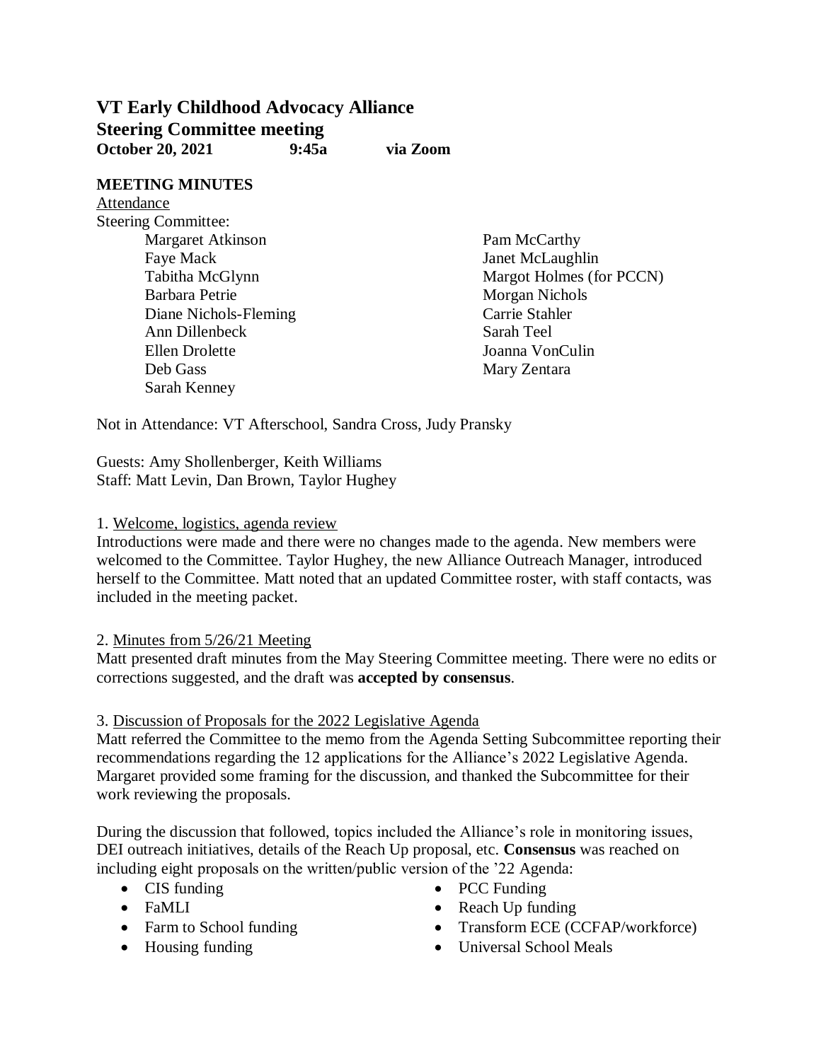# VT Early Childhood Advocacy Alliance

## Steering Committee meeting

**October 20, 2021 9:45a via Zoom**

**MEETING MINUTES**

Attendance

Steering Committee:

- Margaret Atkinson
- Faye Mack
- Tabitha McGlynn
- Barbara Petrie
- Diane Nichols-Fleming
- Ann Dillenbeck
- Ellen Drolette
- Deb Gass
- Sarah Kenney
- Pam McCarthy
- Janet McLaughlin
- Margot Holmes (for PCCN)
- Morgan Nichols
- Carrie Stahler
- Sarah Teel
- Joanna VonCulin
- Mary Zentara

Not in Attendance: VT Afterschool, Sandra Cross, Judy Pransky

Guests: Amy Shollenberger, Keith Williams

Staff: Matt Levin, Dan Brown, Taylor Hughey

1. Welcome, logistics, agenda review

Introductions were made and there were no changes made to the agenda. New members were welcomed to the Committee. Taylor Hughey, the new Alliance Outreach Manager, introduced herself to the Committee. Matt noted that an updated Committee roster, with staff contacts, was included in the meeting packet.

2. Minutes from 5/26/21 Meeting

Matt presented draft minutes from the May Steering Committee meeting. There were no edits or corrections suggested, and the draft was **accepted by consensus**.

3. Discussion of Proposals for the 2022 Legislative Agenda

Matt referred the Committee to the memo from the Agenda Setting Subcommittee reporting their recommendations regarding the 12 applications for the Alliance's 2022 Legislative Agenda. Margaret provided some framing for the discussion, and thanked the Subcommittee for their work reviewing the proposals.

During the discussion that followed, topics included the Alliance's role in monitoring issues, DEI outreach initiatives, details of the Reach Up proposal, etc. **Consensus** was reached on including eight proposals on the written/public version of the '22 Agenda:

- CIS funding
- FaMLI
- Farm to School funding
- Housing funding
- PCC Funding
- Reach Up funding
- Transform ECE (CCFAP/workforce)
- Universal School Meals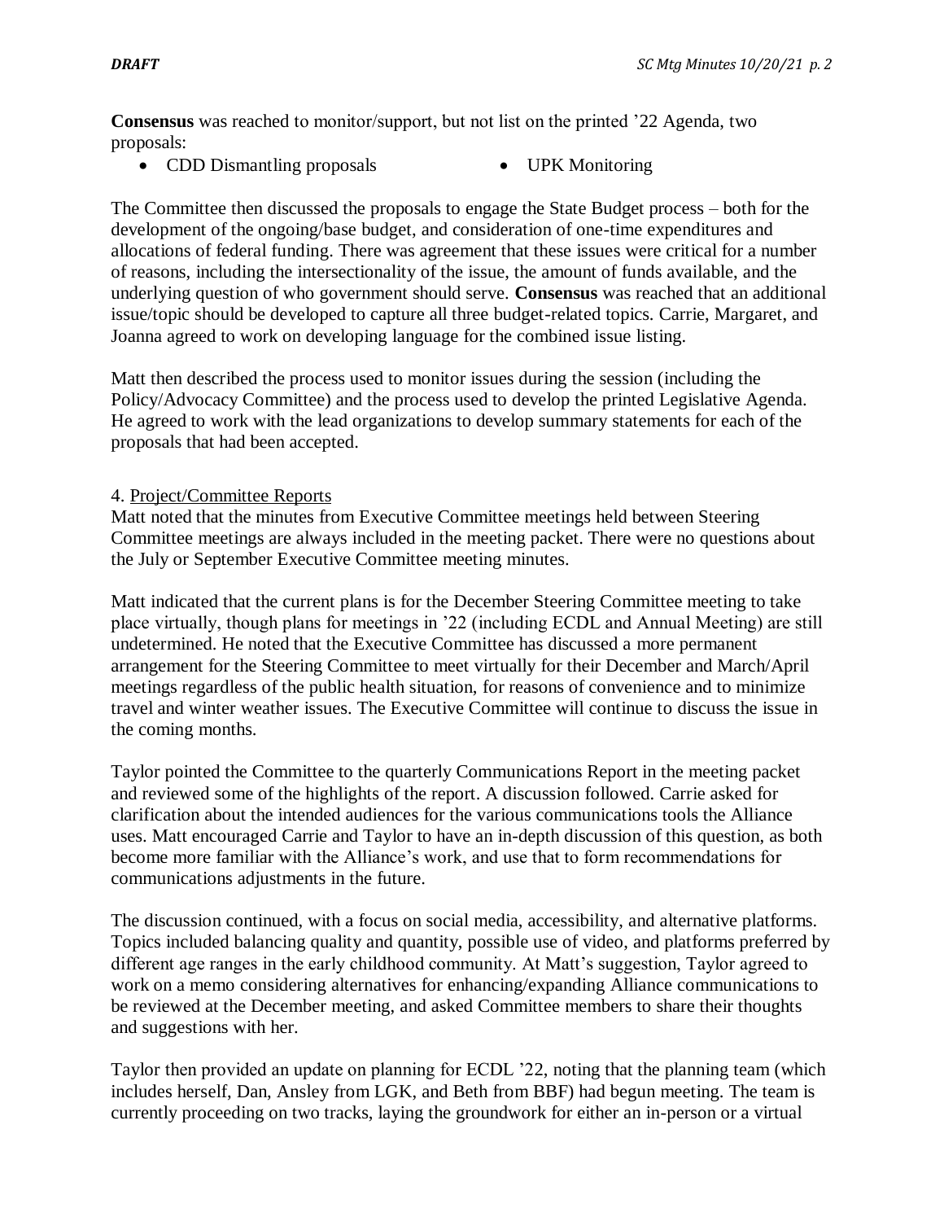**Consensus** was reached to monitor/support, but not list on the printed '22 Agenda, two proposals:

- CDD Dismantling proposals
- UPK Monitoring

The Committee then discussed the proposals to engage the State Budget process – both for the development of the ongoing/base budget, and consideration of one-time expenditures and allocations of federal funding. There was agreement that these issues were critical for a number of reasons, including the intersectionality of the issue, the amount of funds available, and the underlying question of who government should serve. **Consensus** was reached that an additional issue/topic should be developed to capture all three budget-related topics. Carrie, Margaret, and Joanna agreed to work on developing language for the combined issue listing.

Matt then described the process used to monitor issues during the session (including the Policy/Advocacy Committee) and the process used to develop the printed Legislative Agenda. He agreed to work with the lead organizations to develop summary statements for each of the proposals that had been accepted.

4. Project/Committee Reports

Matt noted that the minutes from Executive Committee meetings held between Steering Committee meetings are always included in the meeting packet. There were no questions about the July or September Executive Committee meeting minutes.

Matt indicated that the current plans is for the December Steering Committee meeting to take place virtually, though plans for meetings in '22 (including ECDL and Annual Meeting) are still undetermined. He noted that the Executive Committee has discussed a more permanent arrangement for the Steering Committee to meet virtually for their December and March/April meetings regardless of the public health situation, for reasons of convenience and to minimize travel and winter weather issues. The Executive Committee will continue to discuss the issue in the coming months.

Taylor pointed the Committee to the quarterly Communications Report in the meeting packet and reviewed some of the highlights of the report. A discussion followed. Carrie asked for clarification about the intended audiences for the various communications tools the Alliance uses. Matt encouraged Carrie and Taylor to have an in-depth discussion of this question, as both become more familiar with the Alliance's work, and use that to form recommendations for communications adjustments in the future.

The discussion continued, with a focus on social media, accessibility, and alternative platforms. Topics included balancing quality and quantity, possible use of video, and platforms preferred by different age ranges in the early childhood community. At Matt's suggestion, Taylor agreed to work on a memo considering alternatives for enhancing/expanding Alliance communications to be reviewed at the December meeting, and asked Committee members to share their thoughts and suggestions with her.

Taylor then provided an update on planning for ECDL '22, noting that the planning team (which includes herself, Dan, Ansley from LGK, and Beth from BBF) had begun meeting. The team is currently proceeding on two tracks, laying the groundwork for either an in-person or a virtual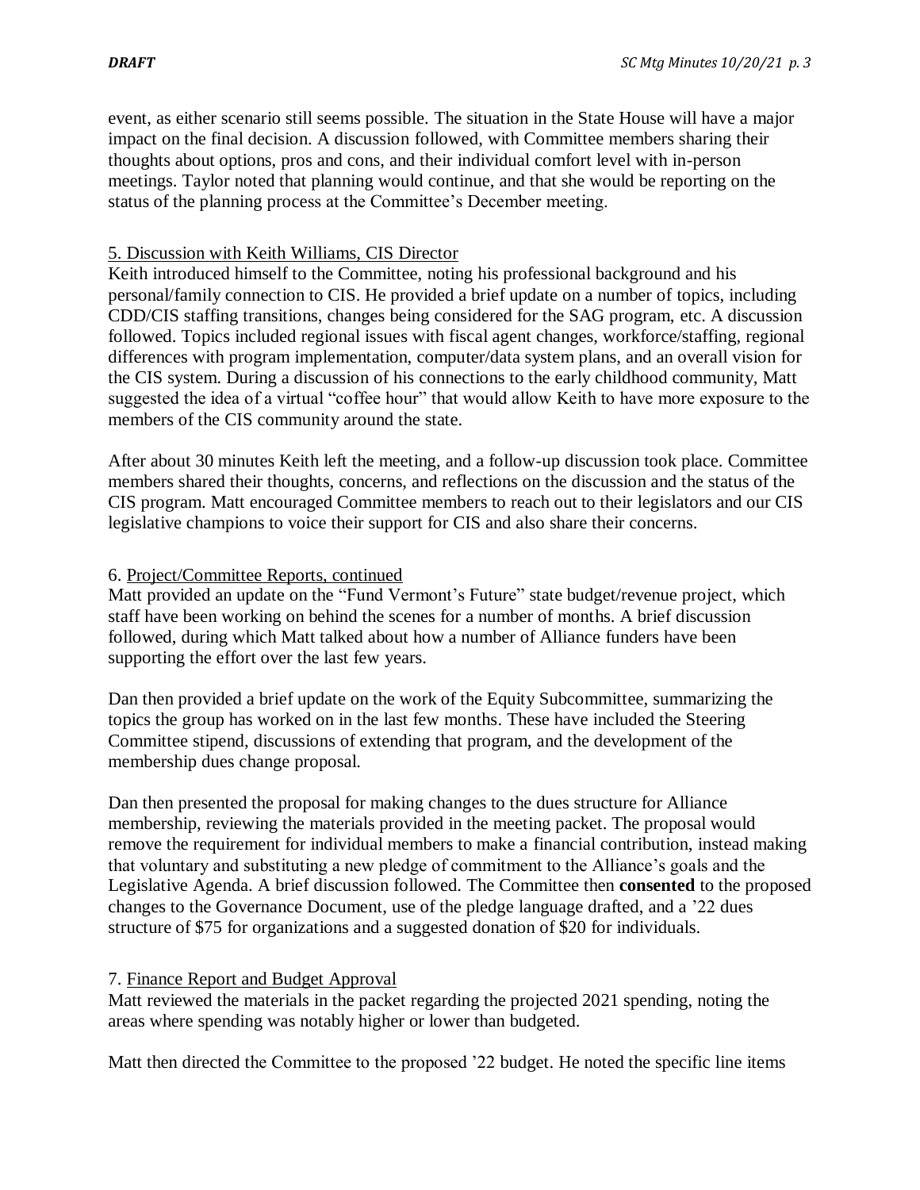event, as either scenario still seems possible. The situation in the State House will have a major impact on the final decision. A discussion followed, with Committee members sharing their thoughts about options, pros and cons, and their individual comfort level with in-person meetings. Taylor noted that planning would continue, and that she would be reporting on the status of the planning process at the Committee's December meeting.

5. Discussion with Keith Williams, CIS Director

Keith introduced himself to the Committee, noting his professional background and his personal/family connection to CIS. He provided a brief update on a number of topics, including CDD/CIS staffing transitions, changes being considered for the SAG program, etc. A discussion followed. Topics included regional issues with fiscal agent changes, workforce/staffing, regional differences with program implementation, computer/data system plans, and an overall vision for the CIS system. During a discussion of his connections to the early childhood community, Matt suggested the idea of a virtual "coffee hour" that would allow Keith to have more exposure to the members of the CIS community around the state.

After about 30 minutes Keith left the meeting, and a follow-up discussion took place. Committee members shared their thoughts, concerns, and reflections on the discussion and the status of the CIS program. Matt encouraged Committee members to reach out to their legislators and our CIS legislative champions to voice their support for CIS and also share their concerns.

6. Project/Committee Reports, continued

Matt provided an update on the "Fund Vermont's Future" state budget/revenue project, which staff have been working on behind the scenes for a number of months. A brief discussion followed, during which Matt talked about how a number of Alliance funders have been supporting the effort over the last few years.

Dan then provided a brief update on the work of the Equity Subcommittee, summarizing the topics the group has worked on in the last few months. These have included the Steering Committee stipend, discussions of extending that program, and the development of the membership dues change proposal.

Dan then presented the proposal for making changes to the dues structure for Alliance membership, reviewing the materials provided in the meeting packet. The proposal would remove the requirement for individual members to make a financial contribution, instead making that voluntary and substituting a new pledge of commitment to the Alliance's goals and the Legislative Agenda. A brief discussion followed. The Committee then **consented** to the proposed changes to the Governance Document, use of the pledge language drafted, and a '22 dues structure of $75 for organizations and a suggested donation of $20 for individuals.

7. Finance Report and Budget Approval

Matt reviewed the materials in the packet regarding the projected 2021 spending, noting the areas where spending was notably higher or lower than budgeted.

Matt then directed the Committee to the proposed '22 budget. He noted the specific line items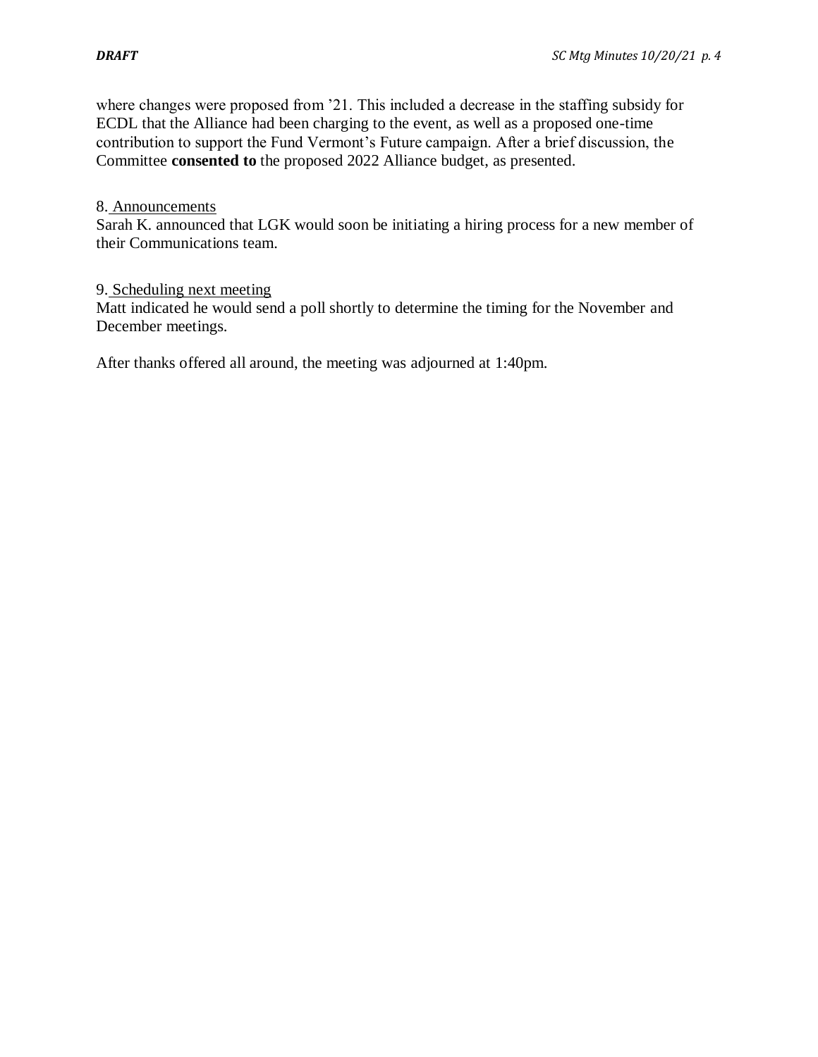where changes were proposed from ’21. This included a decrease in the staffing subsidy for ECDL that the Alliance had been charging to the event, as well as a proposed one-time contribution to support the Fund Vermont’s Future campaign. After a brief discussion, the Committee **consented to** the proposed 2022 Alliance budget, as presented.

8. <u>Announcements</u>

Sarah K. announced that LGK would soon be initiating a hiring process for a new member of their Communications team.

9. <u>Scheduling next meeting</u>

Matt indicated he would send a poll shortly to determine the timing for the November and December meetings.

After thanks offered all around, the meeting was adjourned at 1:40pm.